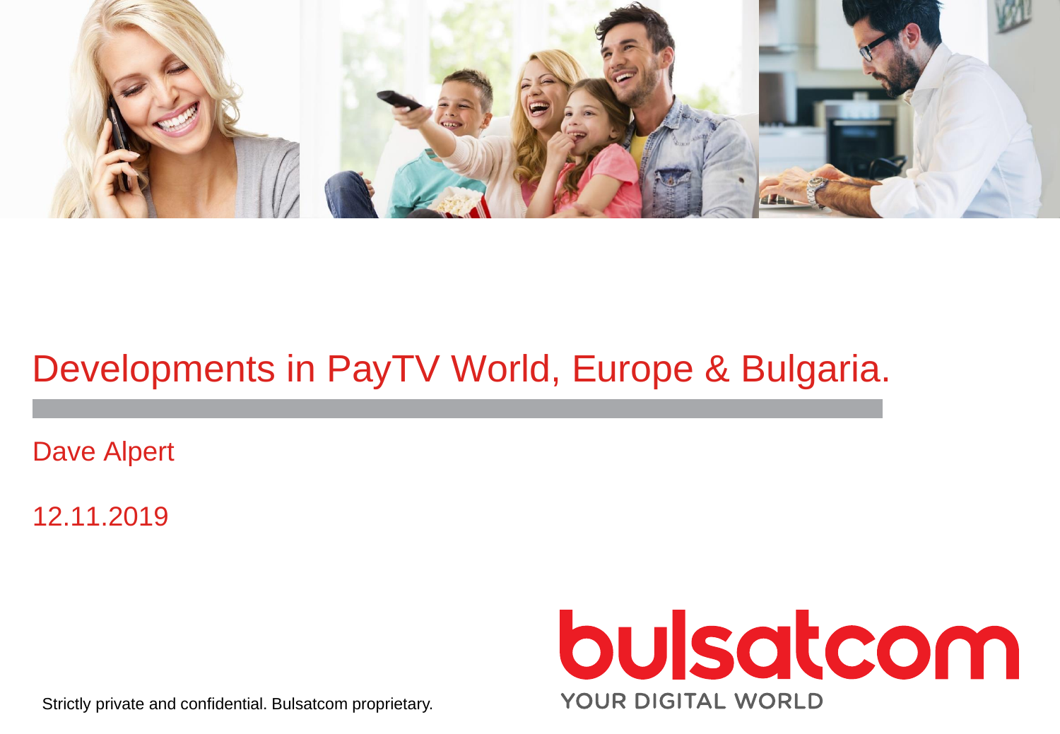# Developments in PayTV World, Europe & Bulgaria.

Dave Alpert

12.11.2019

bulsatcom

YOUR DIGITAL WORLD

Strictly private and confidential. Bulsatcom proprietary.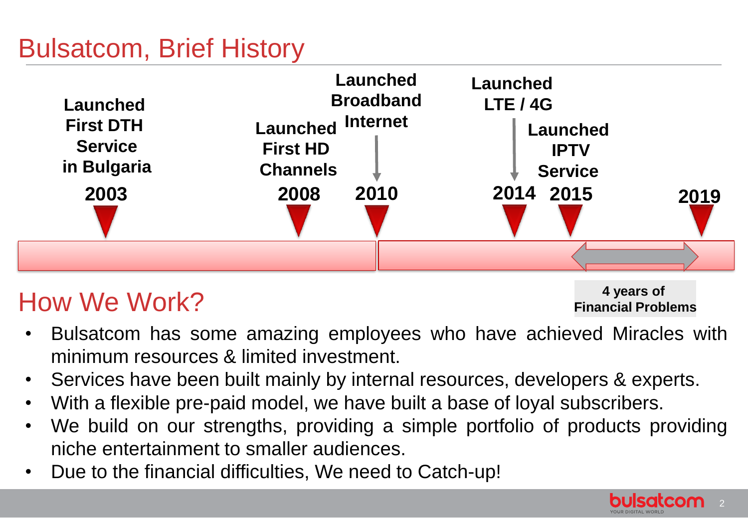# Bulsatcom, Brief History

- **2003** – Launched First DTH Service in Bulgaria
- **2008** – Launched First HD Channels
- **2010** – Launched Broadband Internet
- **2014** – Launched LTE / 4G
- **2015** – Launched IPTV Service
- **2019**

**4 years of Financial Problems**

# How We Work?

- Bulsatcom has some amazing employees who have achieved Miracles with minimum resources & limited investment.
- Services have been built mainly by internal resources, developers & experts.
- With a flexible pre-paid model, we have built a base of loyal subscribers.
- We build on our strengths, providing a simple portfolio of products providing niche entertainment to smaller audiences.
- Due to the financial difficulties, We need to Catch-up!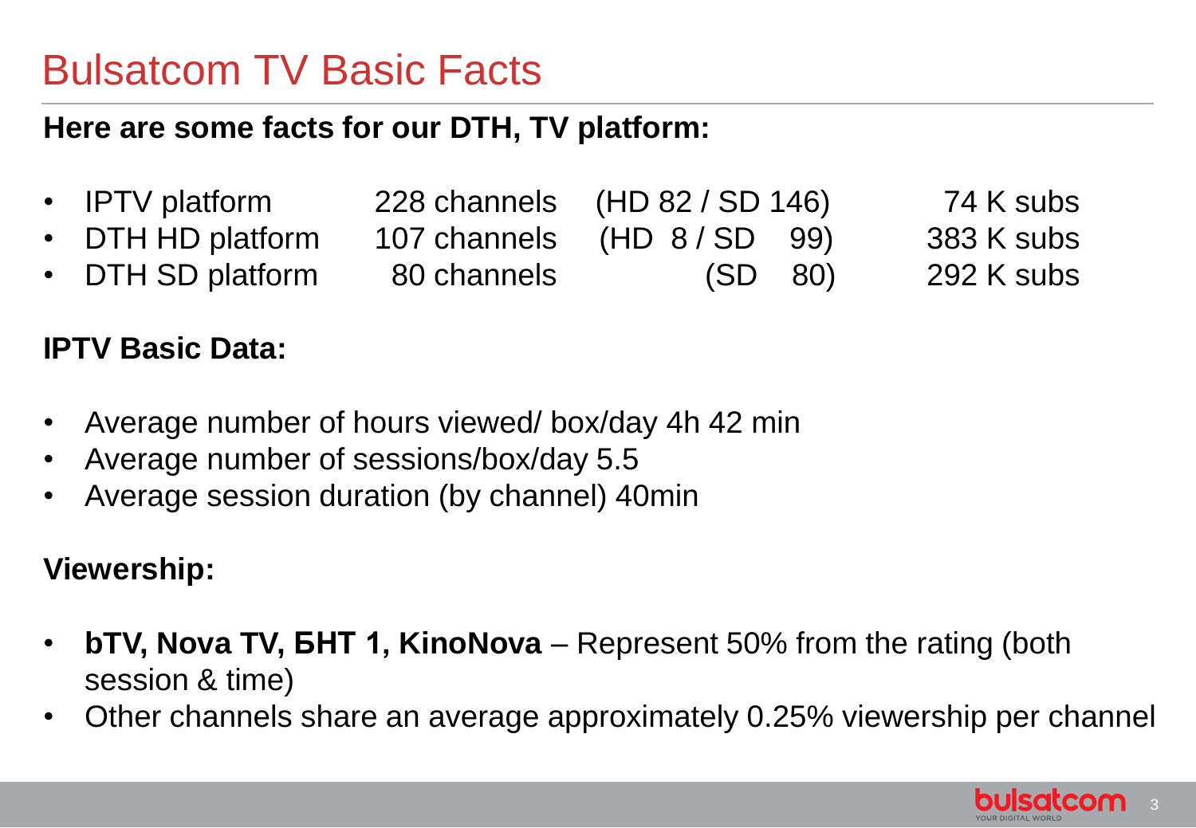# Bulsatcom TV Basic Facts

**Here are some facts for our DTH, TV platform:**

- IPTV platform 228 channels (HD 82 / SD 146) 74 K subs
- DTH HD platform 107 channels (HD 8 / SD 99) 383 K subs
- DTH SD platform 80 channels (SD 80) 292 K subs

**IPTV Basic Data:**

- Average number of hours viewed/ box/day 4h 42 min
- Average number of sessions/box/day 5.5
- Average session duration (by channel) 40min

**Viewership:**

- **bTV, Nova TV, БНТ 1, KinoNova** – Represent 50% from the rating (both session & time)
- Other channels share an average approximately 0.25% viewership per channel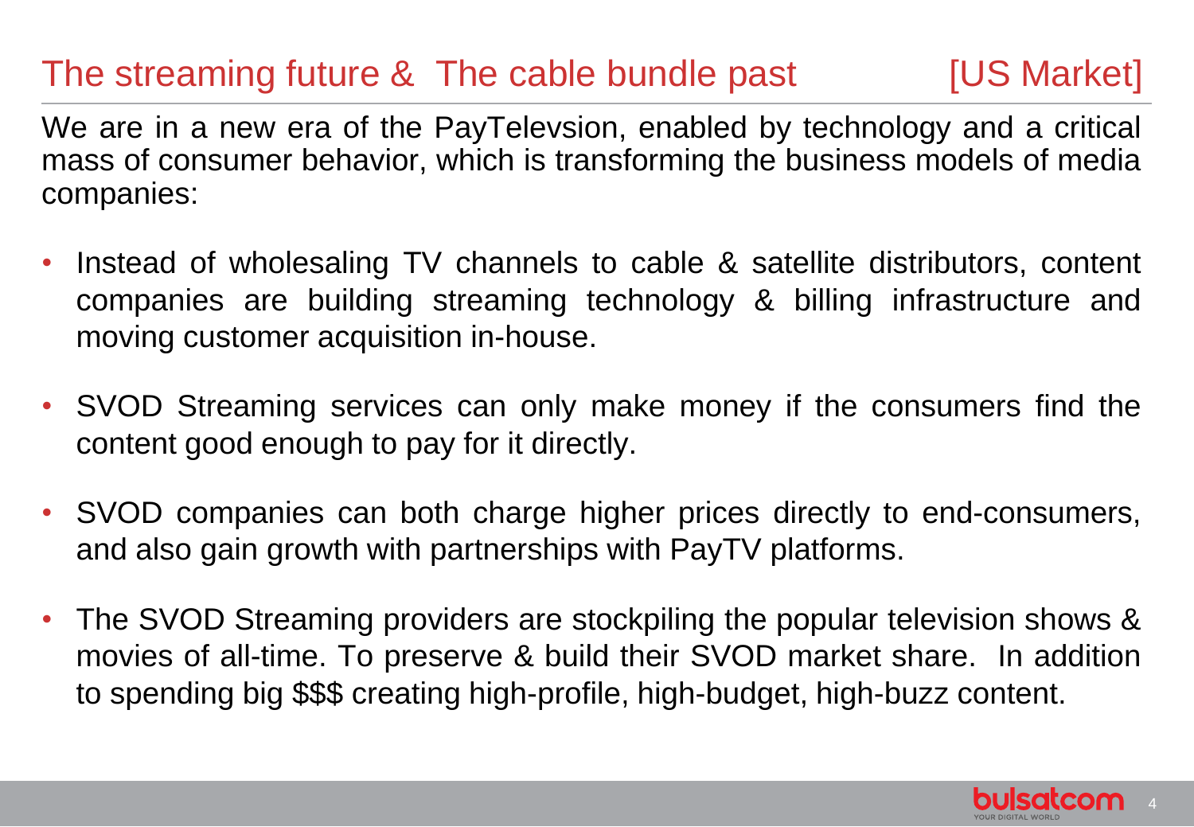# The streaming future & The cable bundle past [US Market]

We are in a new era of the PayTelevsion, enabled by technology and a critical mass of consumer behavior, which is transforming the business models of media companies:

- Instead of wholesaling TV channels to cable & satellite distributors, content companies are building streaming technology & billing infrastructure and moving customer acquisition in-house.
- SVOD Streaming services can only make money if the consumers find the content good enough to pay for it directly.
- SVOD companies can both charge higher prices directly to end-consumers, and also gain growth with partnerships with PayTV platforms.
- The SVOD Streaming providers are stockpiling the popular television shows & movies of all-time. To preserve & build their SVOD market share. In addition to spending big $$$ creating high-profile, high-budget, high-buzz content.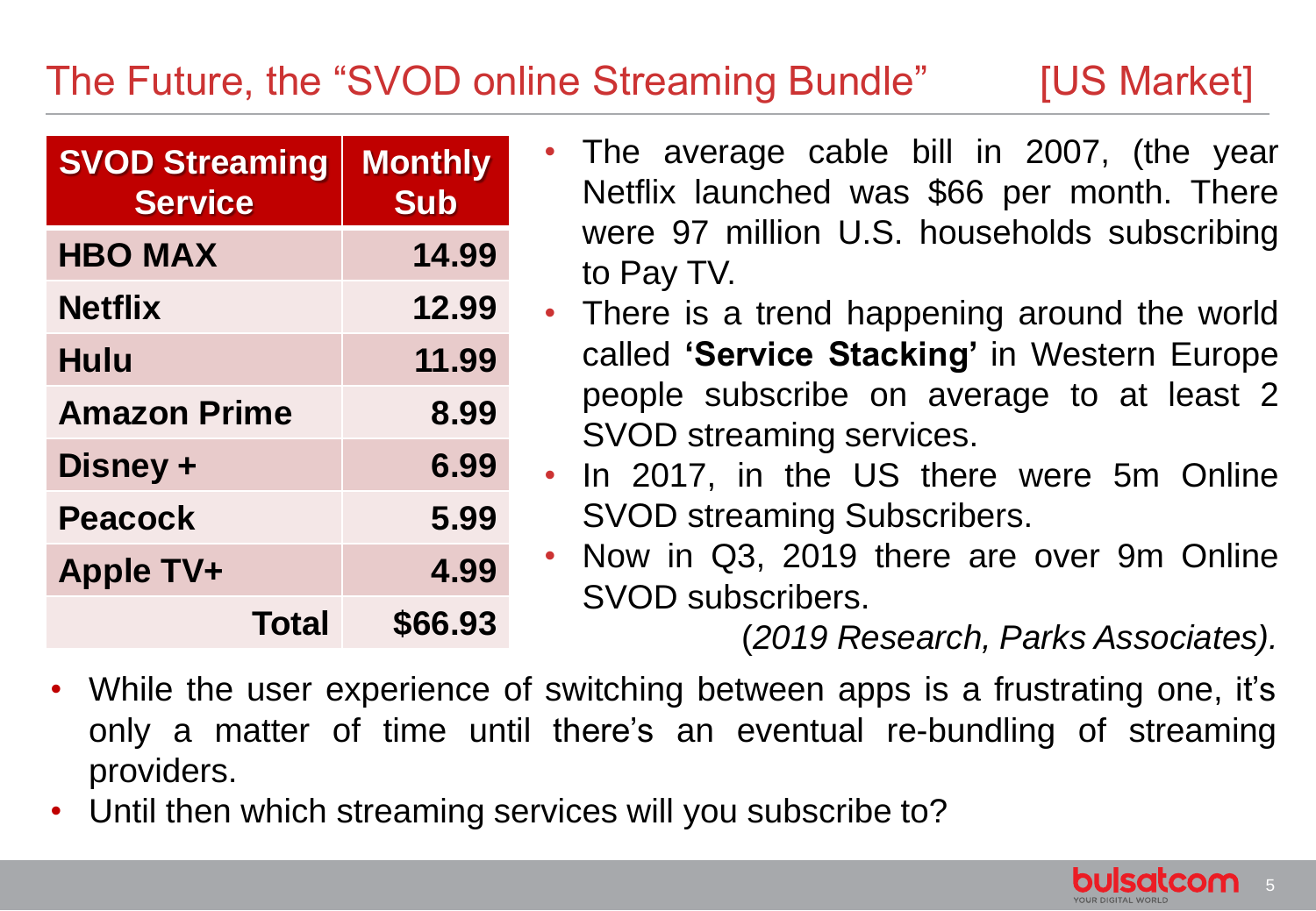# The Future, the "SVOD online Streaming Bundle" [US Market]

| SVOD Streaming Service | Monthly Sub |
|---|---|
| HBO MAX | 14.99 |
| Netflix | 12.99 |
| Hulu | 11.99 |
| Amazon Prime | 8.99 |
| Disney + | 6.99 |
| Peacock | 5.99 |
| Apple TV+ | 4.99 |
| **Total** | **$66.93** |

- The average cable bill in 2007, (the year Netflix launched was $66 per month. There were 97 million U.S. households subscribing to Pay TV.
- There is a trend happening around the world called **'Service Stacking'** in Western Europe people subscribe on average to at least 2 SVOD streaming services.
- In 2017, in the US there were 5m Online SVOD streaming Subscribers.
- Now in Q3, 2019 there are over 9m Online SVOD subscribers.

(*2019 Research, Parks Associates).*

- While the user experience of switching between apps is a frustrating one, it's only a matter of time until there's an eventual re-bundling of streaming providers.
- Until then which streaming services will you subscribe to?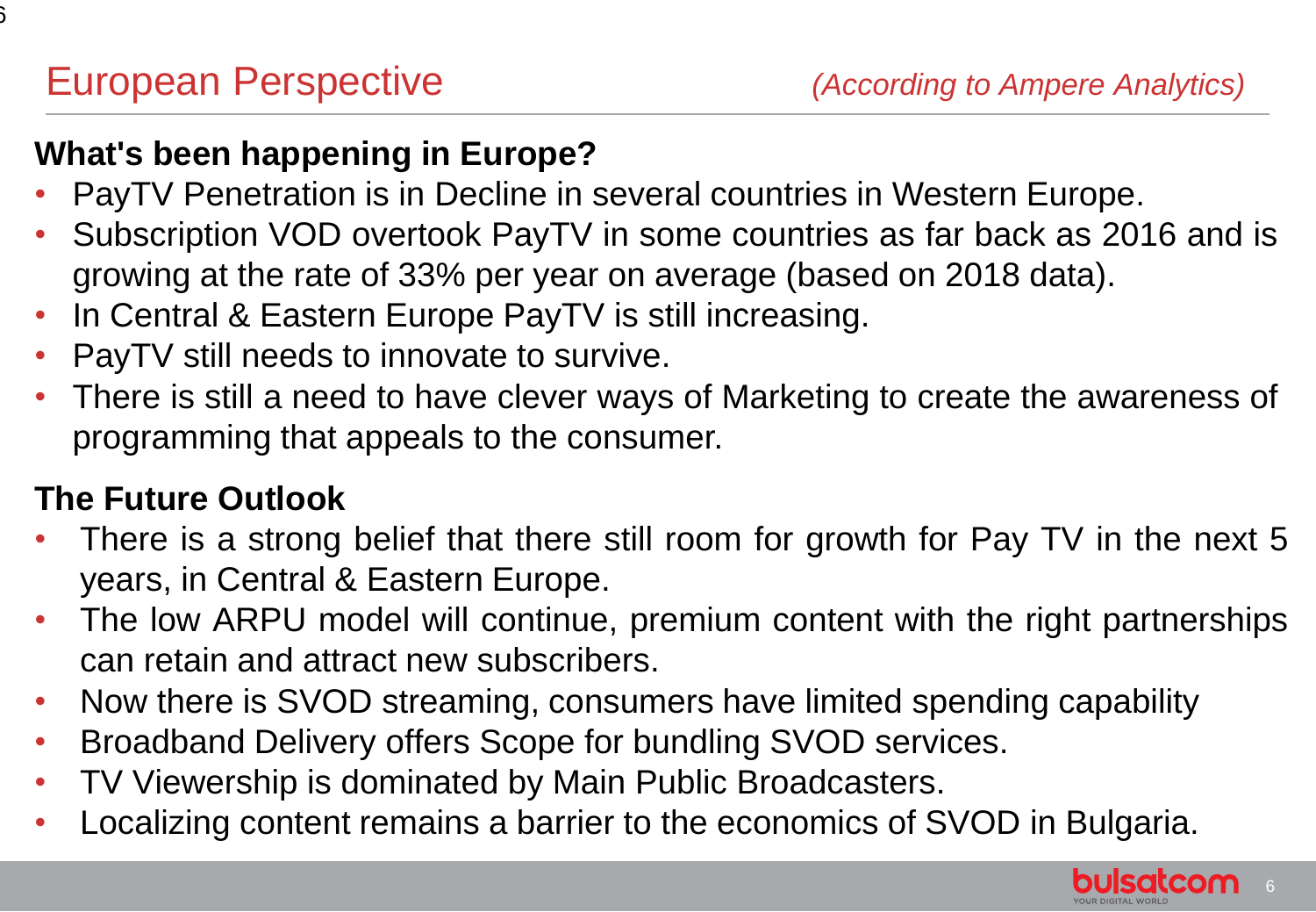# European Perspective

*(According to Ampere Analytics)*

**What's been happening in Europe?**

- PayTV Penetration is in Decline in several countries in Western Europe.
- Subscription VOD overtook PayTV in some countries as far back as 2016 and is growing at the rate of 33% per year on average (based on 2018 data).
- In Central & Eastern Europe PayTV is still increasing.
- PayTV still needs to innovate to survive.
- There is still a need to have clever ways of Marketing to create the awareness of programming that appeals to the consumer.

**The Future Outlook**

- There is a strong belief that there still room for growth for Pay TV in the next 5 years, in Central & Eastern Europe.
- The low ARPU model will continue, premium content with the right partnerships can retain and attract new subscribers.
- Now there is SVOD streaming, consumers have limited spending capability
- Broadband Delivery offers Scope for bundling SVOD services.
- TV Viewership is dominated by Main Public Broadcasters.
- Localizing content remains a barrier to the economics of SVOD in Bulgaria.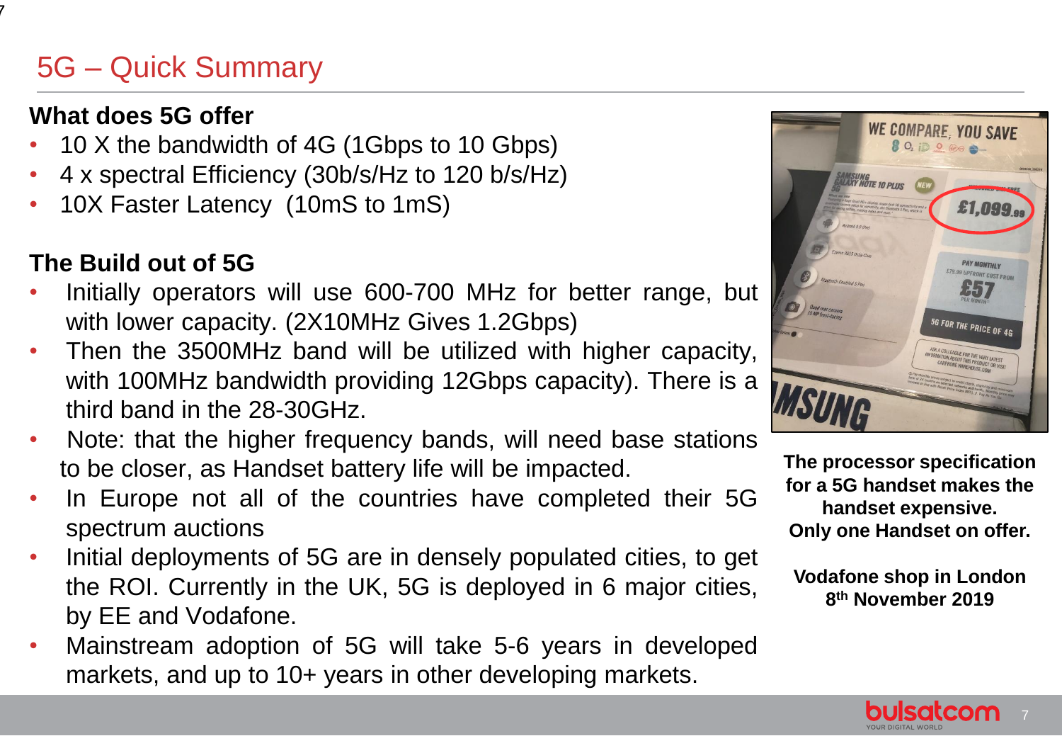# 5G – Quick Summary

## What does 5G offer

- 10 X the bandwidth of 4G (1Gbps to 10 Gbps)
- 4 x spectral Efficiency (30b/s/Hz to 120 b/s/Hz)
- 10X Faster Latency (10mS to 1mS)

## The Build out of 5G

- Initially operators will use 600-700 MHz for better range, but with lower capacity. (2X10MHz Gives 1.2Gbps)
- Then the 3500MHz band will be utilized with higher capacity, with 100MHz bandwidth providing 12Gbps capacity). There is a third band in the 28-30GHz.
- Note: that the higher frequency bands, will need base stations to be closer, as Handset battery life will be impacted.
- In Europe not all of the countries have completed their 5G spectrum auctions
- Initial deployments of 5G are in densely populated cities, to get the ROI. Currently in the UK, 5G is deployed in 6 major cities, by EE and Vodafone.
- Mainstream adoption of 5G will take 5-6 years in developed markets, and up to 10+ years in other developing markets.

**The processor specification for a 5G handset makes the handset expensive.**
**Only one Handset on offer.**

**Vodafone shop in London**
**8th November 2019**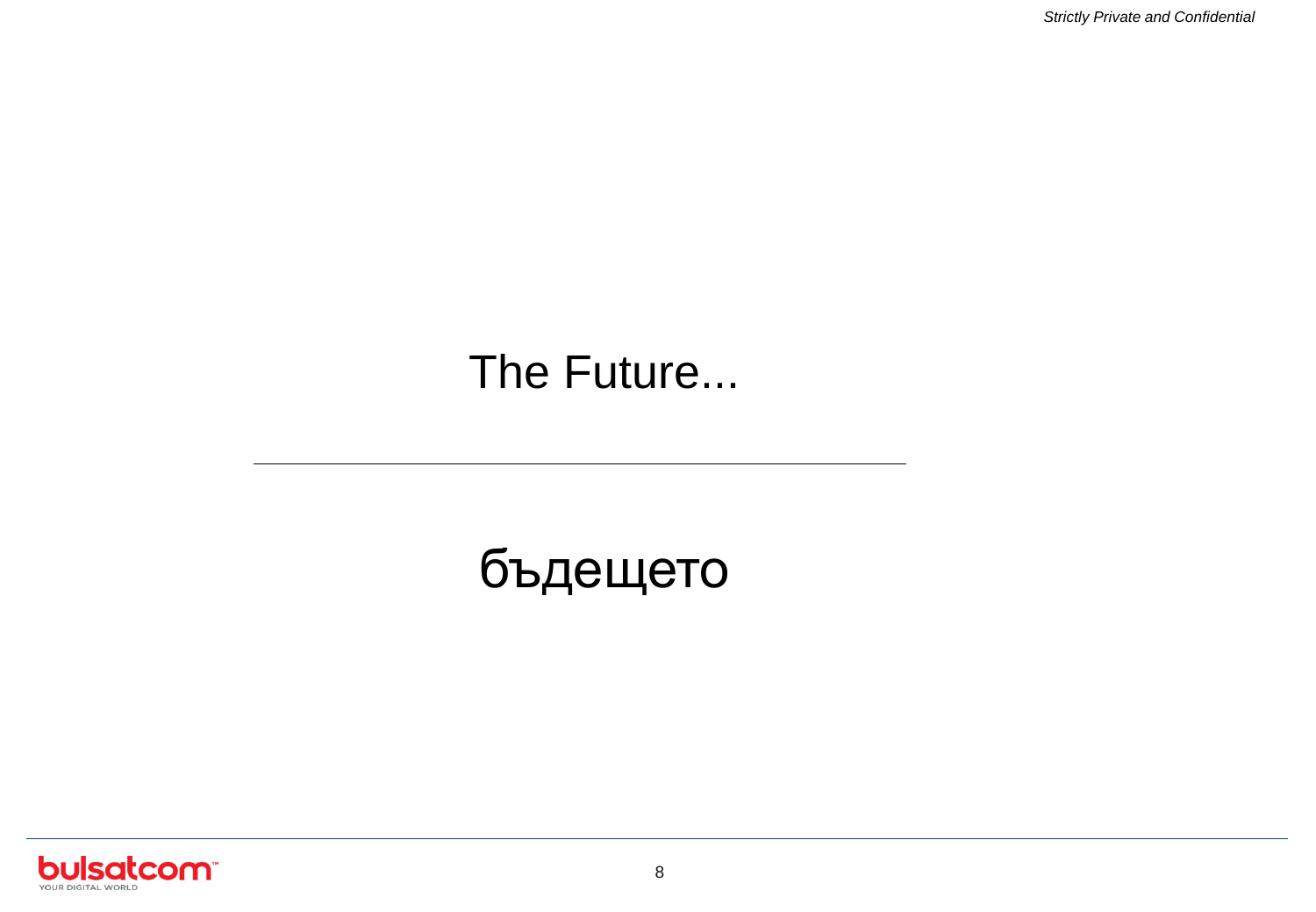# The Future...

---

# бъдещето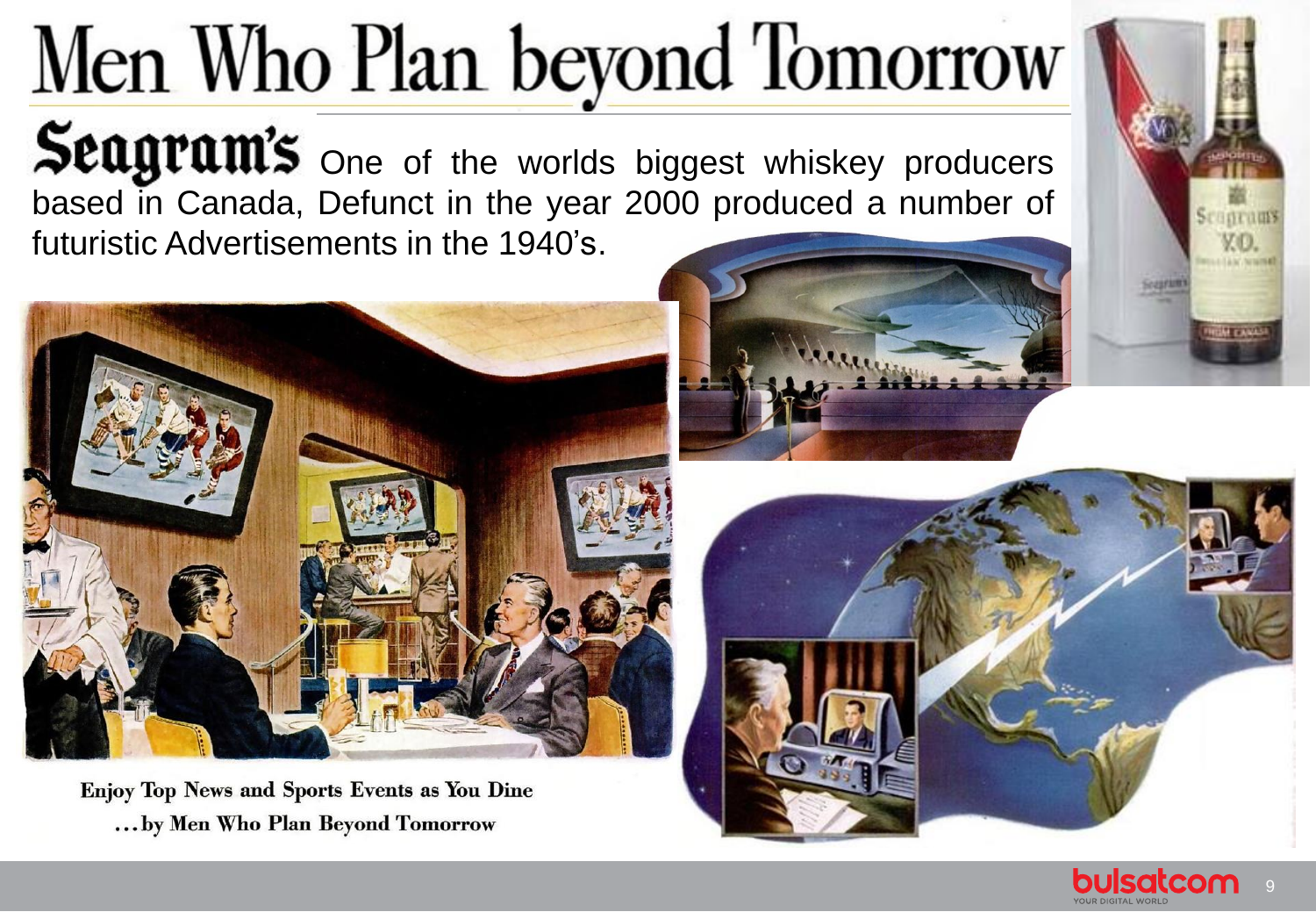# Men Who Plan beyond Tomorrow

**Seagram's** One of the worlds biggest whiskey producers based in Canada, Defunct in the year 2000 produced a number of futuristic Advertisements in the 1940's.

**Enjoy Top News and Sports Events as You Dine**
**...by Men Who Plan Beyond Tomorrow**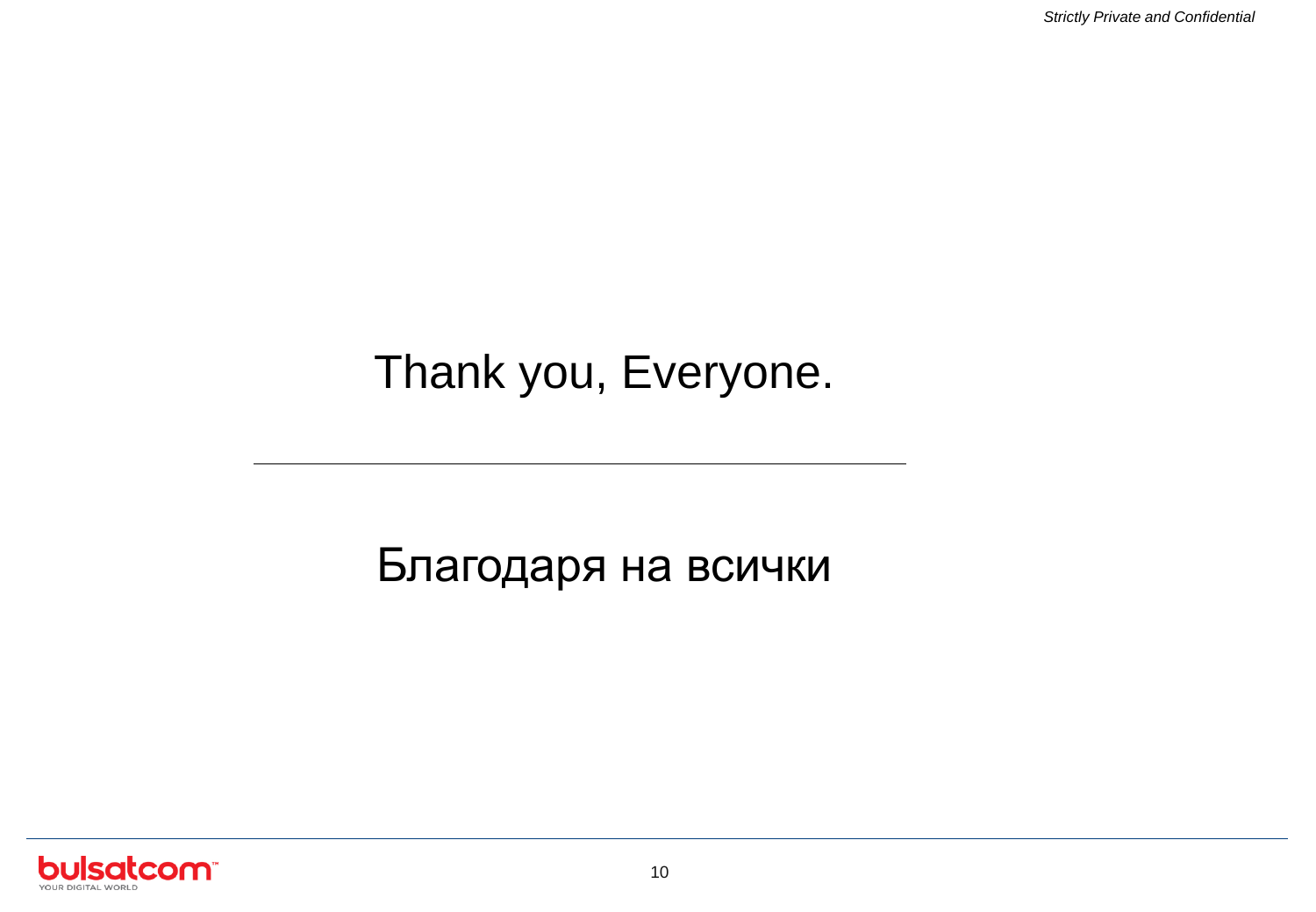Thank you, Everyone.

---

Благодаря на всички